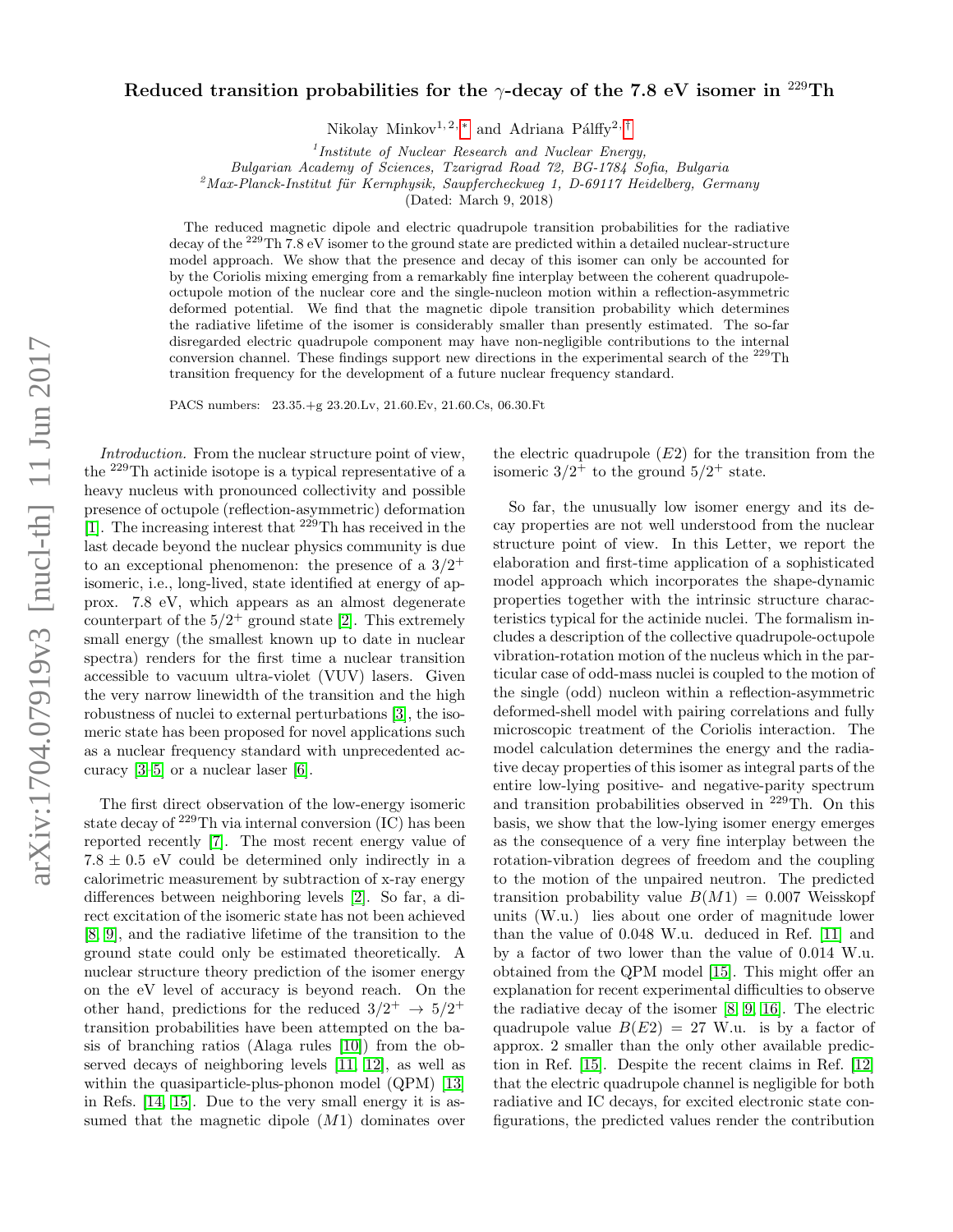# Reduced transition probabilities for the $\gamma$-decay of the 7.8 eV isomer in $^{229}$Th

Nikolay Minkov[1, 2,*] and Adriana Pálffy[2,†]

[1] *Institute of Nuclear Research and Nuclear Energy, Bulgarian Academy of Sciences, Tzarigrad Road 72, BG-1784 Sofia, Bulgaria*

[2] *Max-Planck-Institut für Kernphysik, Saupfercheckweg 1, D-69117 Heidelberg, Germany*

(Dated: March 9, 2018)

The reduced magnetic dipole and electric quadrupole transition probabilities for the radiative decay of the $^{229}$Th 7.8 eV isomer to the ground state are predicted within a detailed nuclear-structure model approach. We show that the presence and decay of this isomer can only be accounted for by the Coriolis mixing emerging from a remarkably fine interplay between the coherent quadrupole-octupole motion of the nuclear core and the single-nucleon motion within a reflection-asymmetric deformed potential. We find that the magnetic dipole transition probability which determines the radiative lifetime of the isomer is considerably smaller than presently estimated. The so-far disregarded electric quadrupole component may have non-negligible contributions to the internal conversion channel. These findings support new directions in the experimental search of the $^{229}$Th transition frequency for the development of a future nuclear frequency standard.

PACS numbers: 23.35.+g 23.20.Lv, 21.60.Ev, 21.60.Cs, 06.30.Ft

*Introduction.* From the nuclear structure point of view, the $^{229}$Th actinide isotope is a typical representative of a heavy nucleus with pronounced collectivity and possible presence of octupole (reflection-asymmetric) deformation [1]. The increasing interest that $^{229}$Th has received in the last decade beyond the nuclear physics community is due to an exceptional phenomenon: the presence of a $3/2^+$ isomeric, i.e., long-lived, state identified at energy of approx. 7.8 eV, which appears as an almost degenerate counterpart of the $5/2^+$ ground state [2]. This extremely small energy (the smallest known up to date in nuclear spectra) renders for the first time a nuclear transition accessible to vacuum ultra-violet (VUV) lasers. Given the very narrow linewidth of the transition and the high robustness of nuclei to external perturbations [3], the isomeric state has been proposed for novel applications such as a nuclear frequency standard with unprecedented accuracy [3–5] or a nuclear laser [6].

The first direct observation of the low-energy isomeric state decay of $^{229}$Th via internal conversion (IC) has been reported recently [7]. The most recent energy value of $7.8 \pm 0.5$ eV could be determined only indirectly in a calorimetric measurement by subtraction of x-ray energy differences between neighboring levels [2]. So far, a direct excitation of the isomeric state has not been achieved [8, 9], and the radiative lifetime of the transition to the ground state could only be estimated theoretically. A nuclear structure theory prediction of the isomer energy on the eV level of accuracy is beyond reach. On the other hand, predictions for the reduced $3/2^+ \rightarrow 5/2^+$ transition probabilities have been attempted on the basis of branching ratios (Alaga rules [10]) from the observed decays of neighboring levels [11, 12], as well as within the quasiparticle-plus-phonon model (QPM) [13] in Refs. [14, 15]. Due to the very small energy it is assumed that the magnetic dipole ($M1$) dominates over the electric quadrupole ($E2$) for the transition from the isomeric $3/2^+$ to the ground $5/2^+$ state.

So far, the unusually low isomer energy and its decay properties are not well understood from the nuclear structure point of view. In this Letter, we report the elaboration and first-time application of a sophisticated model approach which incorporates the shape-dynamic properties together with the intrinsic structure characteristics typical for the actinide nuclei. The formalism includes a description of the collective quadrupole-octupole vibration-rotation motion of the nucleus which in the particular case of odd-mass nuclei is coupled to the motion of the single (odd) nucleon within a reflection-asymmetric deformed-shell model with pairing correlations and fully microscopic treatment of the Coriolis interaction. The model calculation determines the energy and the radiative decay properties of this isomer as integral parts of the entire low-lying positive- and negative-parity spectrum and transition probabilities observed in $^{229}$Th. On this basis, we show that the low-lying isomer energy emerges as the consequence of a very fine interplay between the rotation-vibration degrees of freedom and the coupling to the motion of the unpaired neutron. The predicted transition probability value $B(M1) = 0.007$ Weisskopf units (W.u.) lies about one order of magnitude lower than the value of 0.048 W.u. deduced in Ref. [11] and by a factor of two lower than the value of 0.014 W.u. obtained from the QPM model [15]. This might offer an explanation for recent experimental difficulties to observe the radiative decay of the isomer [8, 9, 16]. The electric quadrupole value $B(E2) = 27$ W.u. is by a factor of approx. 2 smaller than the only other available prediction in Ref. [15]. Despite the recent claims in Ref. [12] that the electric quadrupole channel is negligible for both radiative and IC decays, for excited electronic state configurations, the predicted values render the contribution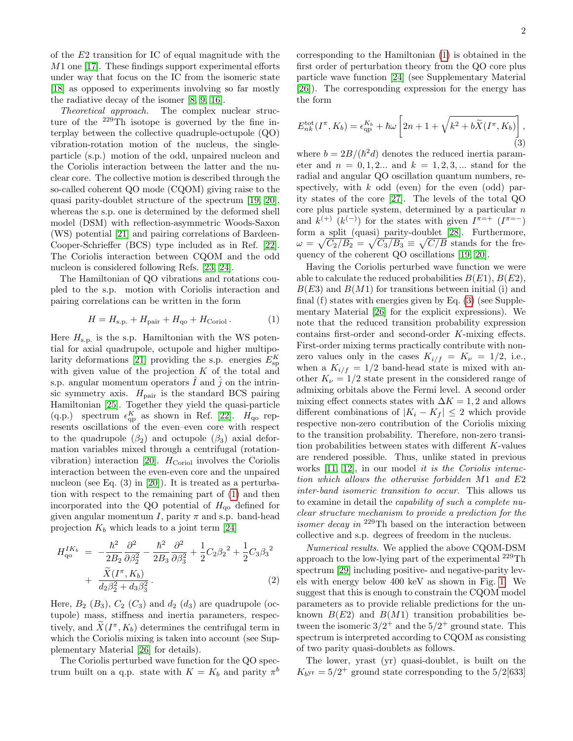of the $E2$ transition for IC of equal magnitude with the $M1$ one [17]. These findings support experimental efforts under way that focus on the IC from the isomeric state [18] as opposed to experiments involving so far mostly the radiative decay of the isomer [8, 9, 16].

*Theoretical approach.* The complex nuclear structure of the $^{229}$Th isotope is governed by the fine interplay between the collective quadruple-octupole (QO) vibration-rotation motion of the nucleus, the single-particle (s.p.) motion of the odd, unpaired nucleon and the Coriolis interaction between the latter and the nuclear core. The collective motion is described through the so-called coherent QO mode (CQOM) giving raise to the quasi parity-doublet structure of the spectrum [19, 20], whereas the s.p. one is determined by the deformed shell model (DSM) with reflection-asymmetric Woods-Saxon (WS) potential [21] and pairing correlations of Bardeen-Cooper-Schrieffer (BCS) type included as in Ref. [22]. The Coriolis interaction between CQOM and the odd nucleon is considered following Refs. [23, 24].

The Hamiltonian of QO vibrations and rotations coupled to the s.p. motion with Coriolis interaction and pairing correlations can be written in the form

$$H = H_{\mathrm{s.p.}} + H_{\mathrm{pair}} + H_{\mathrm{qo}} + H_{\mathrm{Coriol}}\,. \tag{1}$$

Here $H_{\mathrm{s.p.}}$ is the s.p. Hamiltonian with the WS potential for axial quadrupole, octupole and higher multipolarity deformations [21] providing the s.p. energies $E^{K}_{\mathrm{sp}}$ with given value of the projection $K$ of the total and s.p. angular momentum operators $\hat{I}$ and $\hat{j}$ on the intrinsic symmetry axis. $H_{\mathrm{pair}}$ is the standard BCS pairing Hamiltonian [25]. Together they yield the quasi-particle (q.p.) spectrum $\epsilon^{K}_{\mathrm{qp}}$ as shown in Ref. [22]. $H_{\mathrm{qo}}$ represents oscillations of the even–even core with respect to the quadrupole ($\beta_2$) and octupole ($\beta_3$) axial deformation variables mixed through a centrifugal (rotation-vibration) interaction [20]. $H_{\mathrm{Coriol}}$ involves the Coriolis interaction between the even-even core and the unpaired nucleon (see Eq. (3) in [20]). It is treated as a perturbation with respect to the remaining part of (1) and then incorporated into the QO potential of $H_{\mathrm{qo}}$ defined for given angular momentum $I$, parity $\pi$ and s.p. band-head projection $K_b$ which leads to a joint term [24]

$$H^{IK_b}_{\mathrm{qo}} = -\frac{\hbar^2}{2B_2}\frac{\partial^2}{\partial\beta_2^2} - \frac{\hbar^2}{2B_3}\frac{\partial^2}{\partial\beta_3^2} + \frac{1}{2}C_2{\beta_2}^2 + \frac{1}{2}C_3{\beta_3}^2 + \frac{\widetilde{X}(I^{\pi},K_b)}{d_2\beta_2^2 + d_3\beta_3^2}\,. \tag{2}$$

Here, $B_2$ ($B_3$), $C_2$ ($C_3$) and $d_2$ ($d_3$) are quadrupole (octupole) mass, stiffness and inertia parameters, respectively, and $\widetilde{X}(I^{\pi},K_b)$ determines the centrifugal term in which the Coriolis mixing is taken into account (see Supplementary Material [26] for details).

The Coriolis perturbed wave function for the QO spectrum built on a q.p. state with $K = K_b$ and parity $\pi^b$ corresponding to the Hamiltonian (1) is obtained in the first order of perturbation theory from the QO core plus particle wave function [24] (see Supplementary Material [26]). The corresponding expression for the energy has the form

$$E^{\mathrm{tot}}_{nk}(I^{\pi},K_b) = \epsilon^{K_b}_{\mathrm{qp}} + \hbar\omega\left[2n + 1 + \sqrt{k^2 + b\widetilde{X}(I^{\pi},K_b)}\right], \tag{3}$$

where $b = 2B/(\hbar^2 d)$ denotes the reduced inertia parameter and $n = 0,1,2...$ and $k = 1,2,3,...$ stand for the radial and angular QO oscillation quantum numbers, respectively, with $k$ odd (even) for the even (odd) parity states of the core [27]. The levels of the total QO core plus particle system, determined by a particular $n$ and $k^{(+)}$ ($k^{(-)}$) for the states with given $I^{\pi=+}$ ($I^{\pi=-}$) form a split (quasi) parity-doublet [28]. Furthermore, $\omega = \sqrt{C_2/B_2} = \sqrt{C_3/B_3} \equiv \sqrt{C/B}$ stands for the frequency of the coherent QO oscillations [19, 20].

Having the Coriolis perturbed wave function we were able to calculate the reduced probabilities $B(E1)$, $B(E2)$, $B(E3)$ and $B(M1)$ for transitions between initial (i) and final (f) states with energies given by Eq. (3) (see Supplementary Material [26] for the explicit expressions). We note that the reduced transition probability expression contains first-order and second-order $K$-mixing effects. First-order mixing terms practically contribute with non-zero values only in the cases $K_{i/f} = K_{\nu} = 1/2$, i.e., when a $K_{i/f} = 1/2$ band-head state is mixed with another $K_{\nu} = 1/2$ state present in the considered range of admixing orbitals above the Fermi level. A second order mixing effect connects states with $\Delta K = 1,2$ and allows different combinations of $|K_i - K_f| \leq 2$ which provide respective non-zero contribution of the Coriolis mixing to the transition probability. Therefore, non-zero transition probabilities between states with different $K$-values are rendered possible. Thus, unlike stated in previous works [11, 12], in our model *it is the Coriolis interaction which allows the otherwise forbidden M1 and E2 inter-band isomeric transition to occur*. This allows us to examine in detail the *capability of such a complete nuclear structure mechanism to provide a prediction for the isomer decay in* $^{229}$Th based on the interaction between collective and s.p. degrees of freedom in the nucleus.

*Numerical results.* We applied the above CQOM-DSM approach to the low-lying part of the experimental $^{229}$Th spectrum [29] including positive- and negative-parity levels with energy below 400 keV as shown in Fig. 1. We suggest that this is enough to constrain the CQOM model parameters as to provide reliable predictions for the unknown $B(E2)$ and $B(M1)$ transition probabilities between the isomeric $3/2^{+}$ and the $5/2^{+}$ ground state. This spectrum is interpreted according to CQOM as consisting of two parity quasi-doublets as follows.

The lower, yrast (yr) quasi-doublet, is built on the $K_{b^{\mathrm{yr}}} = 5/2^{+}$ ground state corresponding to the 5/2[633]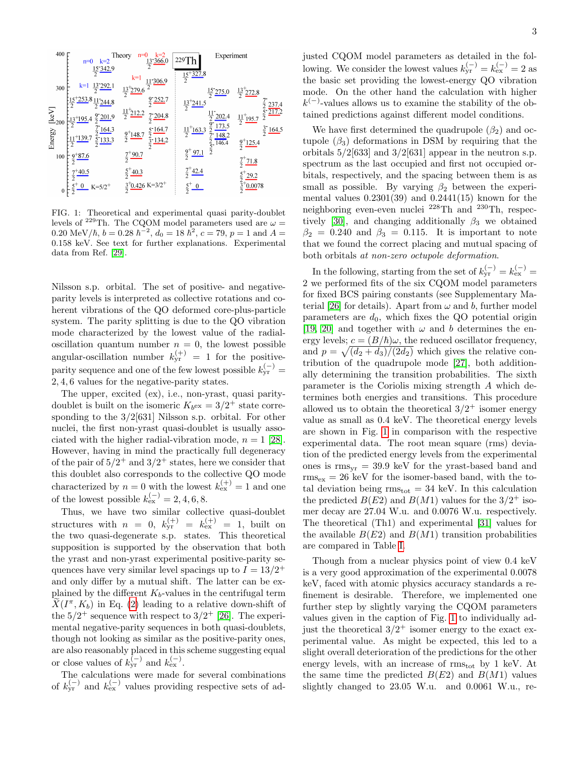FIG. 1: Theoretical and experimental quasi parity-doublet levels of $^{229}$Th. The CQOM model parameters used are $\omega = 0.20$ MeV/$\hbar$, $b = 0.28\ \hbar^{-2}$, $d_0 = 18\ \hbar^2$, $c = 79$, $p = 1$ and $A = 0.158$ keV. See text for further explanations. Experimental data from Ref. [29].

Nilsson s.p. orbital. The set of positive- and negative-parity levels is interpreted as collective rotations and coherent vibrations of the QO deformed core-plus-particle system. The parity splitting is due to the QO vibration mode characterized by the lowest value of the radial-oscillation quantum number $n = 0$, the lowest possible angular-oscillation number $k^{(+)}_{\rm yr} = 1$ for the positive-parity sequence and one of the few lowest possible $k^{(-)}_{\rm yr} = 2, 4, 6$ values for the negative-parity states.

The upper, excited (ex), i.e., non-yrast, quasi parity-doublet is built on the isomeric $K_{b^{\rm ex}} = 3/2^+$ state corresponding to the 3/2[631] Nilsson s.p. orbital. For other nuclei, the first non-yrast quasi-doublet is usually associated with the higher radial-vibration mode, $n = 1$ [28]. However, having in mind the practically full degeneracy of the pair of $5/2^+$ and $3/2^+$ states, here we consider that this doublet also corresponds to the collective QO mode characterized by $n = 0$ with the lowest $k^{(+)}_{\rm ex} = 1$ and one of the lowest possible $k^{(-)}_{\rm ex} = 2, 4, 6, 8$.

Thus, we have two similar collective quasi-doublet structures with $n = 0$, $k^{(+)}_{\rm yr} = k^{(+)}_{\rm ex} = 1$, built on the two quasi-degenerate s.p. states. This theoretical supposition is supported by the observation that both the yrast and non-yrast experimental positive-parity sequences have very similar level spacings up to $I = 13/2^+$ and only differ by a mutual shift. The latter can be explained by the different $K_b$-values in the centrifugal term $\widetilde{X}(I^\pi, K_b)$ in Eq. (2) leading to a relative down-shift of the $5/2^+$ sequence with respect to $3/2^+$ [26]. The experimental negative-parity sequences in both quasi-doublets, though not looking as similar as the positive-parity ones, are also reasonably placed in this scheme suggesting equal or close values of $k^{(-)}_{\rm yr}$ and $k^{(-)}_{\rm ex}$.

The calculations were made for several combinations of $k^{(-)}_{\rm yr}$ and $k^{(-)}_{\rm ex}$ values providing respective sets of adjusted CQOM model parameters as detailed in the following. We consider the lowest values $k^{(-)}_{\rm yr} = k^{(-)}_{\rm ex} = 2$ as the basic set providing the lowest-energy QO vibration mode. On the other hand the calculation with higher $k^{(-)}$-values allows us to examine the stability of the obtained predictions against different model conditions.

We have first determined the quadrupole ($\beta_2$) and octupole ($\beta_3$) deformations in DSM by requiring that the orbitals 5/2[633] and 3/2[631] appear in the neutron s.p. spectrum as the last occupied and first not occupied orbitals, respectively, and the spacing between them is as small as possible. By varying $\beta_2$ between the experimental values 0.2301(39) and 0.2441(15) known for the neighboring even-even nuclei $^{228}$Th and $^{230}$Th, respectively [30], and changing additionally $\beta_3$ we obtained $\beta_2 = 0.240$ and $\beta_3 = 0.115$. It is important to note that we found the correct placing and mutual spacing of both orbitals *at non-zero octupole deformation*.

In the following, starting from the set of $k^{(-)}_{\rm yr} = k^{(-)}_{\rm ex} = 2$ we performed fits of the six CQOM model parameters for fixed BCS pairing constants (see Supplementary Material [26] for details). Apart from $\omega$ and $b$, further model parameters are $d_0$, which fixes the QO potential origin [19, 20] and together with $\omega$ and $b$ determines the energy levels; $c = (B/\hbar)\omega$, the reduced oscillator frequency, and $p = \sqrt{(d_2 + d_3)/(2d_2)}$ which gives the relative contribution of the quadrupole mode [27], both additionally determining the transition probabilities. The sixth parameter is the Coriolis mixing strength $A$ which determines both energies and transitions. This procedure allowed us to obtain the theoretical $3/2^+$ isomer energy value as small as 0.4 keV. The theoretical energy levels are shown in Fig. 1 in comparison with the respective experimental data. The root mean square (rms) deviation of the predicted energy levels from the experimental ones is $\text{rms}_{\rm yr} = 39.9$ keV for the yrast-based band and $\text{rms}_{\rm ex} = 26$ keV for the isomer-based band, with the total deviation being $\text{rms}_{\rm tot} = 34$ keV. In this calculation the predicted $B(E2)$ and $B(M1)$ values for the $3/2^+$ isomer decay are 27.04 W.u. and 0.0076 W.u. respectively. The theoretical (Th1) and experimental [31] values for the available $B(E2)$ and $B(M1)$ transition probabilities are compared in Table I.

Though from a nuclear physics point of view 0.4 keV is a very good approximation of the experimental 0.0078 keV, faced with atomic physics accuracy standards a refinement is desirable. Therefore, we implemented one further step by slightly varying the CQOM parameters values given in the caption of Fig. 1 to individually adjust the theoretical $3/2^+$ isomer energy to the exact experimental value. As might be expected, this led to a slight overall deterioration of the predictions for the other energy levels, with an increase of $\text{rms}_{\rm tot}$ by 1 keV. At the same time the predicted $B(E2)$ and $B(M1)$ values slightly changed to 23.05 W.u. and 0.0061 W.u., re-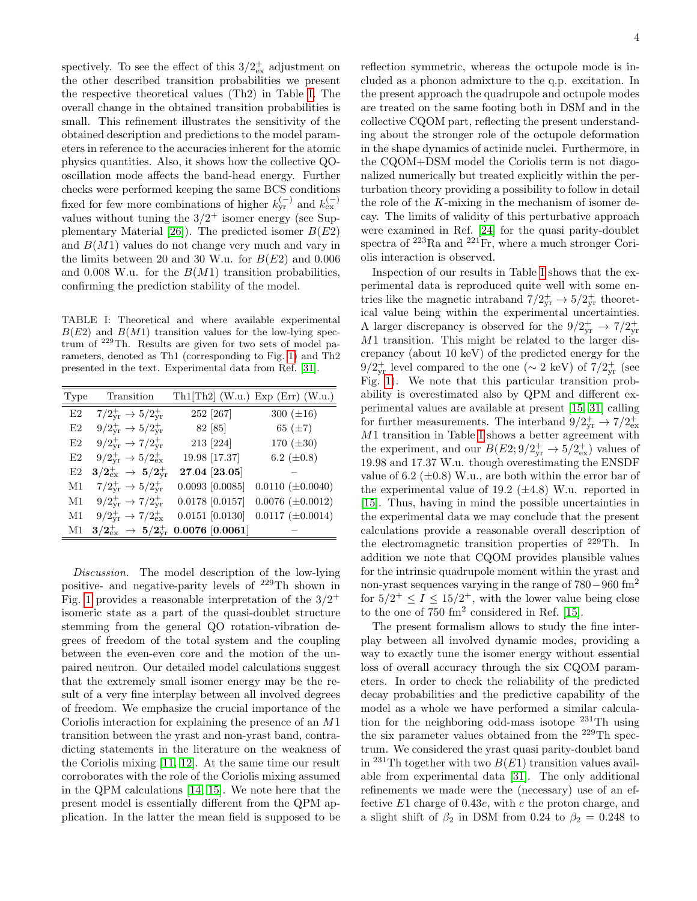spectively. To see the effect of this $3/2^+_{\rm ex}$ adjustment on the other described transition probabilities we present the respective theoretical values (Th2) in Table I. The overall change in the obtained transition probabilities is small. This refinement illustrates the sensitivity of the obtained description and predictions to the model parameters in reference to the accuracies inherent for the atomic physics quantities. Also, it shows how the collective QO-oscillation mode affects the band-head energy. Further checks were performed keeping the same BCS conditions fixed for few more combinations of higher $k^{(-)}_{\rm yr}$ and $k^{(-)}_{\rm ex}$ values without tuning the $3/2^+$ isomer energy (see Supplementary Material [26]). The predicted isomer $B(E2)$ and $B(M1)$ values do not change very much and vary in the limits between 20 and 30 W.u. for $B(E2)$ and 0.006 and 0.008 W.u. for the $B(M1)$ transition probabilities, confirming the prediction stability of the model.

TABLE I: Theoretical and where available experimental $B(E2)$ and $B(M1)$ transition values for the low-lying spectrum of $^{229}$Th. Results are given for two sets of model parameters, denoted as Th1 (corresponding to Fig. 1) and Th2 presented in the text. Experimental data from Ref. [31].

| Type | Transition | Th1[Th2] (W.u.) | Exp (Err) (W.u.) |
|---|---|---|---|
| E2 | $7/2^+_{\rm yr} \to 5/2^+_{\rm yr}$ | 252 [267] | 300 ($\pm$16) |
| E2 | $9/2^+_{\rm yr} \to 5/2^+_{\rm yr}$ | 82 [85] | 65 ($\pm$7) |
| E2 | $9/2^+_{\rm yr} \to 7/2^+_{\rm yr}$ | 213 [224] | 170 ($\pm$30) |
| E2 | $9/2^+_{\rm yr} \to 5/2^+_{\rm ex}$ | 19.98 [17.37] | 6.2 ($\pm$0.8) |
| E2 | $\mathbf{3/2^+_{\rm ex} \to 5/2^+_{\rm yr}}$ | **27.04 [23.05]** | – |
| M1 | $7/2^+_{\rm yr} \to 5/2^+_{\rm yr}$ | 0.0093 [0.0085] | 0.0110 ($\pm$0.0040) |
| M1 | $9/2^+_{\rm yr} \to 7/2^+_{\rm yr}$ | 0.0178 [0.0157] | 0.0076 ($\pm$0.0012) |
| M1 | $9/2^+_{\rm yr} \to 7/2^+_{\rm ex}$ | 0.0151 [0.0130] | 0.0117 ($\pm$0.0014) |
| M1 | $\mathbf{3/2^+_{\rm ex} \to 5/2^+_{\rm yr}}$ | **0.0076 [0.0061]** | – |

*Discussion.* The model description of the low-lying positive- and negative-parity levels of $^{229}$Th shown in Fig. 1 provides a reasonable interpretation of the $3/2^+$ isomeric state as a part of the quasi-doublet structure stemming from the general QO rotation-vibration degrees of freedom of the total system and the coupling between the even-even core and the motion of the unpaired neutron. Our detailed model calculations suggest that the extremely small isomer energy may be the result of a very fine interplay between all involved degrees of freedom. We emphasize the crucial importance of the Coriolis interaction for explaining the presence of an $M1$ transition between the yrast and non-yrast band, contradicting statements in the literature on the weakness of the Coriolis mixing [11, 12]. At the same time our result corroborates with the role of the Coriolis mixing assumed in the QPM calculations [14, 15]. We note here that the present model is essentially different from the QPM application. In the latter the mean field is supposed to be reflection symmetric, whereas the octupole mode is included as a phonon admixture to the q.p. excitation. In the present approach the quadrupole and octupole modes are treated on the same footing both in DSM and in the collective CQOM part, reflecting the present understanding about the stronger role of the octupole deformation in the shape dynamics of actinide nuclei. Furthermore, in the CQOM+DSM model the Coriolis term is not diagonalized numerically but treated explicitly within the perturbation theory providing a possibility to follow in detail the role of the $K$-mixing in the mechanism of isomer decay. The limits of validity of this perturbative approach were examined in Ref. [24] for the quasi parity-doublet spectra of $^{223}$Ra and $^{221}$Fr, where a much stronger Coriolis interaction is observed.

Inspection of our results in Table I shows that the experimental data is reproduced quite well with some entries like the magnetic intraband $7/2^+_{\rm yr} \to 5/2^+_{\rm yr}$ theoretical value being within the experimental uncertainties. A larger discrepancy is observed for the $9/2^+_{\rm yr} \to 7/2^+_{\rm yr}$ $M1$ transition. This might be related to the larger discrepancy (about 10 keV) of the predicted energy for the $9/2^+_{\rm yr}$ level compared to the one ($\sim$ 2 keV) of $7/2^+_{\rm yr}$ (see Fig. 1). We note that this particular transition probability is overestimated also by QPM and different experimental values are available at present [15, 31] calling for further measurements. The interband $9/2^+_{\rm yr} \to 7/2^+_{\rm ex}$ $M1$ transition in Table I shows a better agreement with the experiment, and our $B(E2; 9/2^+_{\rm yr} \to 5/2^+_{\rm ex})$ values of 19.98 and 17.37 W.u. though overestimating the ENSDF value of 6.2 ($\pm$0.8) W.u., are both within the error bar of the experimental value of 19.2 ($\pm$4.8) W.u. reported in [15]. Thus, having in mind the possible uncertainties in the experimental data we may conclude that the present calculations provide a reasonable overall description of the electromagnetic transition properties of $^{229}$Th. In addition we note that CQOM provides plausible values for the intrinsic quadrupole moment within the yrast and non-yrast sequences varying in the range of $780-960$ fm$^2$ for $5/2^+ \leq I \leq 15/2^+$, with the lower value being close to the one of 750 fm$^2$ considered in Ref. [15].

The present formalism allows to study the fine interplay between all involved dynamic modes, providing a way to exactly tune the isomer energy without essential loss of overall accuracy through the six CQOM parameters. In order to check the reliability of the predicted decay probabilities and the predictive capability of the model as a whole we have performed a similar calculation for the neighboring odd-mass isotope $^{231}$Th using the six parameter values obtained from the $^{229}$Th spectrum. We considered the yrast quasi parity-doublet band in $^{231}$Th together with two $B(E1)$ transition values available from experimental data [31]. The only additional refinements we made were the (necessary) use of an effective $E1$ charge of $0.43e$, with $e$ the proton charge, and a slight shift of $\beta_2$ in DSM from 0.24 to $\beta_2 = 0.248$ to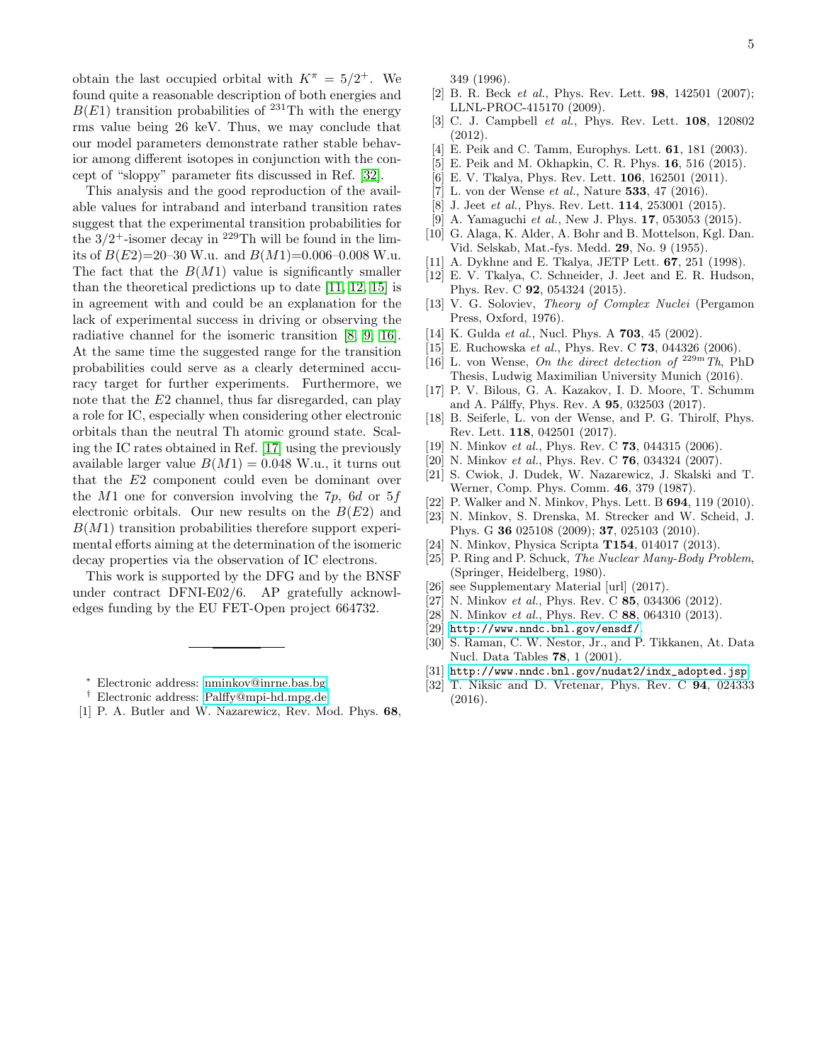obtain the last occupied orbital with $K^\pi = 5/2^+$. We found quite a reasonable description of both energies and $B(E1)$ transition probabilities of $^{231}$Th with the energy rms value being 26 keV. Thus, we may conclude that our model parameters demonstrate rather stable behavior among different isotopes in conjunction with the concept of "sloppy" parameter fits discussed in Ref. [32].

This analysis and the good reproduction of the available values for intraband and interband transition rates suggest that the experimental transition probabilities for the $3/2^+$-isomer decay in $^{229}$Th will be found in the limits of $B(E2)$=20–30 W.u. and $B(M1)$=0.006–0.008 W.u. The fact that the $B(M1)$ value is significantly smaller than the theoretical predictions up to date [11, 12, 15] is in agreement with and could be an explanation for the lack of experimental success in driving or observing the radiative channel for the isomeric transition [8, 9, 16]. At the same time the suggested range for the transition probabilities could serve as a clearly determined accuracy target for further experiments. Furthermore, we note that the $E2$ channel, thus far disregarded, can play a role for IC, especially when considering other electronic orbitals than the neutral Th atomic ground state. Scaling the IC rates obtained in Ref. [17] using the previously available larger value $B(M1) = 0.048$ W.u., it turns out that the $E2$ component could even be dominant over the $M1$ one for conversion involving the $7p$, $6d$ or $5f$ electronic orbitals. Our new results on the $B(E2)$ and $B(M1)$ transition probabilities therefore support experimental efforts aiming at the determination of the isomeric decay properties via the observation of IC electrons.

This work is supported by the DFG and by the BNSF under contract DFNI-E02/6. AP gratefully acknowledges funding by the EU FET-Open project 664732.

---

[*] Electronic address: nminkov@inrne.bas.bg

[†] Electronic address: Palffy@mpi-hd.mpg.de

[1] P. A. Butler and W. Nazarewicz, Rev. Mod. Phys. **68**, 349 (1996).

[2] B. R. Beck *et al.*, Phys. Rev. Lett. **98**, 142501 (2007); LLNL-PROC-415170 (2009).

[3] C. J. Campbell *et al.*, Phys. Rev. Lett. **108**, 120802 (2012).

[4] E. Peik and C. Tamm, Europhys. Lett. **61**, 181 (2003).

[5] E. Peik and M. Okhapkin, C. R. Phys. **16**, 516 (2015).

[6] E. V. Tkalya, Phys. Rev. Lett. **106**, 162501 (2011).

[7] L. von der Wense *et al.*, Nature **533**, 47 (2016).

[8] J. Jeet *et al.*, Phys. Rev. Lett. **114**, 253001 (2015).

[9] A. Yamaguchi *et al.*, New J. Phys. **17**, 053053 (2015).

[10] G. Alaga, K. Alder, A. Bohr and B. Mottelson, Kgl. Dan. Vid. Selskab, Mat.-fys. Medd. **29**, No. 9 (1955).

[11] A. Dykhne and E. Tkalya, JETP Lett. **67**, 251 (1998).

[12] E. V. Tkalya, C. Schneider, J. Jeet and E. R. Hudson, Phys. Rev. C **92**, 054324 (2015).

[13] V. G. Soloviev, *Theory of Complex Nuclei* (Pergamon Press, Oxford, 1976).

[14] K. Gulda *et al.*, Nucl. Phys. A **703**, 45 (2002).

[15] E. Ruchowska *et al.*, Phys. Rev. C **73**, 044326 (2006).

[16] L. von Wense, *On the direct detection of $^{229m}$Th*, PhD Thesis, Ludwig Maximilian University Munich (2016).

[17] P. V. Bilous, G. A. Kazakov, I. D. Moore, T. Schumm and A. Pálffy, Phys. Rev. A **95**, 032503 (2017).

[18] B. Seiferle, L. von der Wense, and P. G. Thirolf, Phys. Rev. Lett. **118**, 042501 (2017).

[19] N. Minkov *et al.*, Phys. Rev. C **73**, 044315 (2006).

[20] N. Minkov *et al.*, Phys. Rev. C **76**, 034324 (2007).

[21] S. Cwiok, J. Dudek, W. Nazarewicz, J. Skalski and T. Werner, Comp. Phys. Comm. **46**, 379 (1987).

[22] P. Walker and N. Minkov, Phys. Lett. B **694**, 119 (2010).

[23] N. Minkov, S. Drenska, M. Strecker and W. Scheid, J. Phys. G **36** 025108 (2009); **37**, 025103 (2010).

[24] N. Minkov, Physica Scripta **T154**, 014017 (2013).

[25] P. Ring and P. Schuck, *The Nuclear Many-Body Problem*, (Springer, Heidelberg, 1980).

[26] see Supplementary Material [url] (2017).

[27] N. Minkov *et al.*, Phys. Rev. C **85**, 034306 (2012).

[28] N. Minkov *et al.*, Phys. Rev. C **88**, 064310 (2013).

[29] http://www.nndc.bnl.gov/ensdf/.

[30] S. Raman, C. W. Nestor, Jr., and P. Tikkanen, At. Data Nucl. Data Tables **78**, 1 (2001).

[31] http://www.nndc.bnl.gov/nudat2/indx_adopted.jsp.

[32] T. Niksic and D. Vretenar, Phys. Rev. C **94**, 024333 (2016).